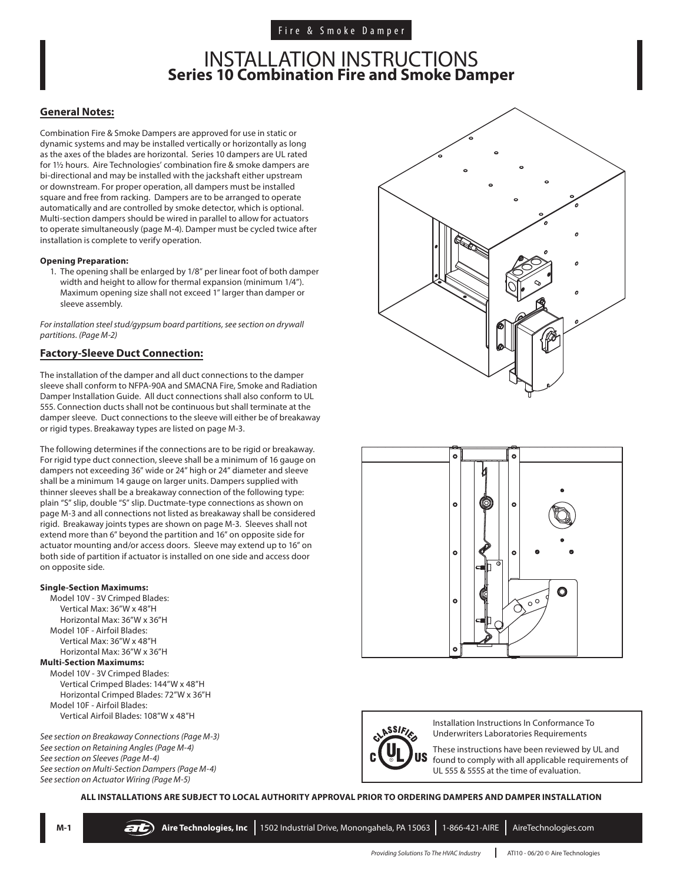Fire & Smoke Damper

# INSTALLATION INSTRUCTIONS
## Series 10 Combination Fire and Smoke Damper

### General Notes:

Combination Fire & Smoke Dampers are approved for use in static or dynamic systems and may be installed vertically or horizontally as long as the axes of the blades are horizontal. Series 10 dampers are UL rated for 1½ hours. Aire Technologies' combination fire & smoke dampers are bi-directional and may be installed with the jackshaft either upstream or downstream. For proper operation, all dampers must be installed square and free from racking. Dampers are to be arranged to operate automatically and are controlled by smoke detector, which is optional. Multi-section dampers should be wired in parallel to allow for actuators to operate simultaneously (page M-4). Damper must be cycled twice after installation is complete to verify operation.

**Opening Preparation:**

1. The opening shall be enlarged by 1/8" per linear foot of both damper width and height to allow for thermal expansion (minimum 1/4"). Maximum opening size shall not exceed 1" larger than damper or sleeve assembly.

*For installation steel stud/gypsum board partitions, see section on drywall partitions. (Page M-2)*

### Factory-Sleeve Duct Connection:

The installation of the damper and all duct connections to the damper sleeve shall conform to NFPA-90A and SMACNA Fire, Smoke and Radiation Damper Installation Guide. All duct connections shall also conform to UL 555. Connection ducts shall not be continuous but shall terminate at the damper sleeve. Duct connections to the sleeve will either be of breakaway or rigid types. Breakaway types are listed on page M-3.

The following determines if the connections are to be rigid or breakaway. For rigid type duct connection, sleeve shall be a minimum of 16 gauge on dampers not exceeding 36" wide or 24" high or 24" diameter and sleeve shall be a minimum 14 gauge on larger units. Dampers supplied with thinner sleeves shall be a breakaway connection of the following type: plain "S" slip, double "S" slip. Ductmate-type connections as shown on page M-3 and all connections not listed as breakaway shall be considered rigid. Breakaway joints types are shown on page M-3. Sleeves shall not extend more than 6" beyond the partition and 16" on opposite side for actuator mounting and/or access doors. Sleeve may extend up to 16" on both side of partition if actuator is installed on one side and access door on opposite side.

**Single-Section Maximums:**

Model 10V - 3V Crimped Blades:
- Vertical Max: 36"W x 48"H
- Horizontal Max: 36"W x 36"H

Model 10F - Airfoil Blades:
- Vertical Max: 36"W x 48"H
- Horizontal Max: 36"W x 36"H

**Multi-Section Maximums:**

Model 10V - 3V Crimped Blades:
- Vertical Crimped Blades: 144"W x 48"H
- Horizontal Crimped Blades: 72"W x 36"H

Model 10F - Airfoil Blades:
- Vertical Airfoil Blades: 108"W x 48"H

*See section on Breakaway Connections (Page M-3)*
*See section on Retaining Angles (Page M-4)*
*See section on Sleeves (Page M-4)*
*See section on Multi-Section Dampers (Page M-4)*
*See section on Actuator Wiring (Page M-5)*

Installation Instructions In Conformance To Underwriters Laboratories Requirements

These instructions have been reviewed by UL and found to comply with all applicable requirements of UL 555 & 555S at the time of evaluation.

**ALL INSTALLATIONS ARE SUBJECT TO LOCAL AUTHORITY APPROVAL PRIOR TO ORDERING DAMPERS AND DAMPER INSTALLATION**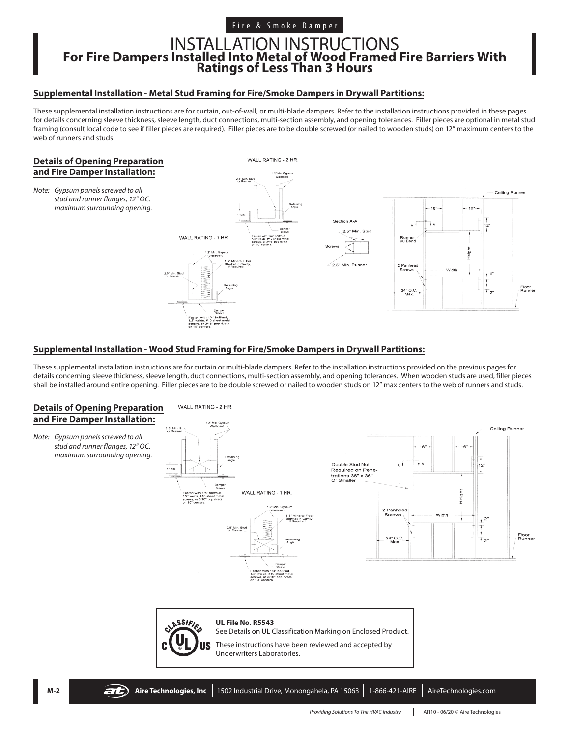Fire & Smoke Damper

# INSTALLATION INSTRUCTIONS
## For Fire Dampers Installed Into Metal of Wood Framed Fire Barriers With Ratings of Less Than 3 Hours

### Supplemental Installation - Metal Stud Framing for Fire/Smoke Dampers in Drywall Partitions:

These supplemental installation instructions are for curtain, out-of-wall, or multi-blade dampers. Refer to the installation instructions provided in these pages for details concerning sleeve thickness, sleeve length, duct connections, multi-section assembly, and opening tolerances. Filler pieces are optional in metal stud framing (consult local code to see if filler pieces are required). Filler pieces are to be double screwed (or nailed to wooden studs) on 12" maximum centers to the web of runners and studs.

### Details of Opening Preparation and Fire Damper Installation:

*Note: Gypsum panels screwed to all stud and runner flanges, 12" OC. maximum surrounding opening.*

WALL RATING - 2 HR.

1/2" Min. Gypsum Wallboard
2.5" Min. Stud or Runner
Retaining Angle
1" Min.
Damper Sleeve
Fasten with 1/4" bolt/nut, 1/2" welds, #10 sheet metal screws, or 3/16" pop rivets on 10" centers.

WALL RATING - 1 HR.

1/2" Min. Gypsum Wallboard
1.5" Mineral Fiber Blanket in Cavity, If Required
2.5" Min. Stud or Runner
Retaining Angle
Damper Sleeve
Fasten with 1/4" bolt/nut, 1/2" welds, #10 sheet metal screws, or 3/16" pop rivets on 10" centers.

Section A-A
2.5" Min. Stud
Screws
2.5" Min. Runner

Ceiling Runner
16"
16"
12"
Runner 90 Bend
Height
2 Panhead Screws
Width
2"
24" O.C. Max
2"
Floor Runner

### Supplemental Installation - Wood Stud Framing for Fire/Smoke Dampers in Drywall Partitions:

These supplemental installation instructions are for curtain or multi-blade dampers. Refer to the installation instructions provided on the previous pages for details concerning sleeve thickness, sleeve length, duct connections, multi-section assembly, and opening tolerances. When wooden studs are used, filler pieces shall be installed around entire opening. Filler pieces are to be double screwed or nailed to wooden studs on 12" max centers to the web of runners and studs.

### Details of Opening Preparation and Fire Damper Installation:

*Note: Gypsum panels screwed to all stud and runner flanges, 12" OC. maximum surrounding opening.*

WALL RATING - 2 HR.

1/2" Min. Gypsum Wallboard
2.5" Min. Stud or Runner
Retaining Angle
1" Min.
Damper Sleeve
Fasten with 1/4" bolt/nut, 1/2" welds, #10 sheet metal screws, or 3/16" pop rivets on 10" centers.

WALL RATING - 1 HR.

1/2" Min. Gypsum Wallboard
1.5" Mineral Fiber Blanket in Cavity, If Required
2.5" Min. Stud or Runner
Retaining Angle
Damper Sleeve
Fasten with 1/4" bolt/nut, 1/2" welds, #10 sheet metal screws, or 3/16" pop rivets on 10" centers.

Ceiling Runner
16"
16"
Double Stud Not Required on Penetrations 36" x 36" Or Smaller
12"
Height
2 Panhead Screws
Width
2"
24" O.C. Max
2"
Floor Runner

**UL File No. R5543**
See Details on UL Classification Marking on Enclosed Product.
These instructions have been reviewed and accepted by Underwriters Laboratories.

**Aire Technologies, Inc** | 1502 Industrial Drive, Monongahela, PA 15063 | 1-866-421-AIRE | AireTechnologies.com

*Providing Solutions To The HVAC Industry* | ATI10 - 06/20 © Aire Technologies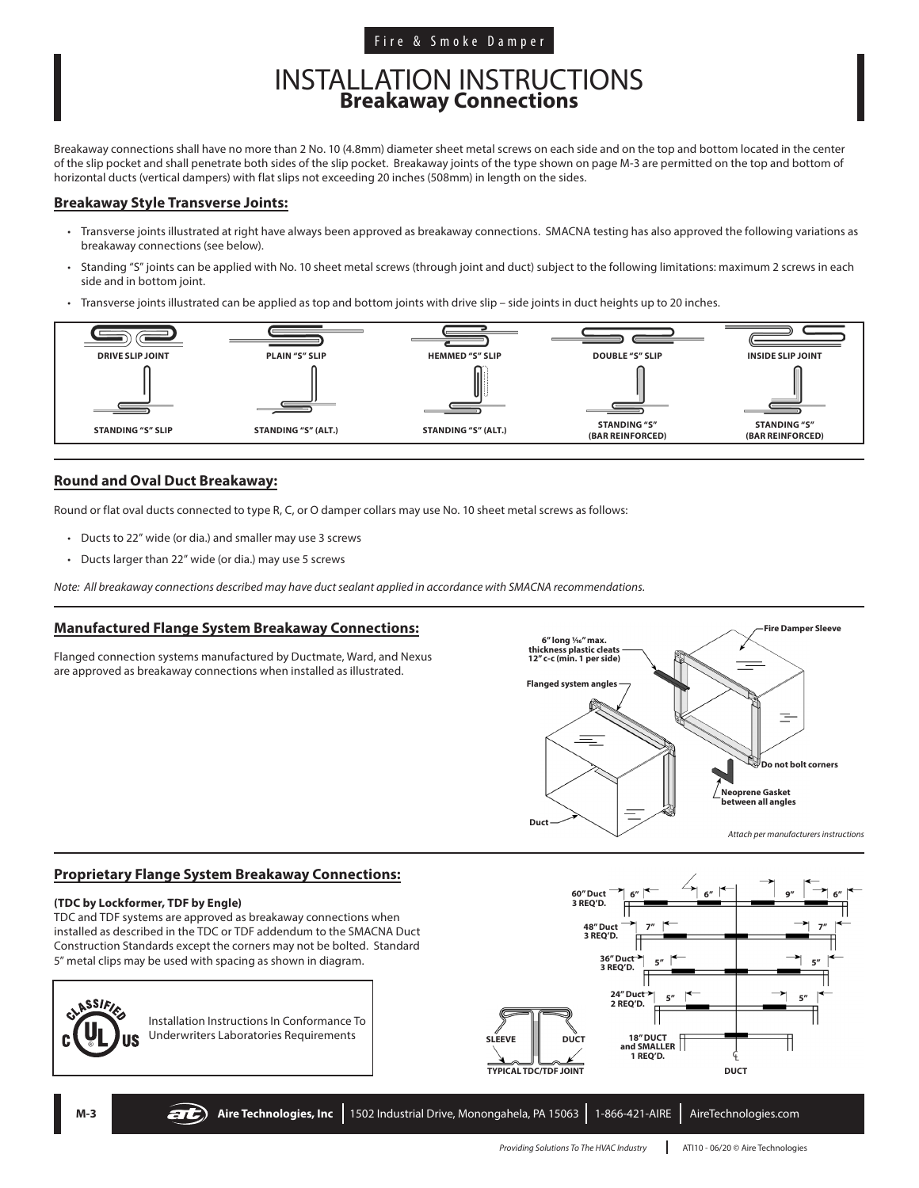Fire & Smoke Damper

# INSTALLATION INSTRUCTIONS
## Breakaway Connections

Breakaway connections shall have no more than 2 No. 10 (4.8mm) diameter sheet metal screws on each side and on the top and bottom located in the center of the slip pocket and shall penetrate both sides of the slip pocket. Breakaway joints of the type shown on page M-3 are permitted on the top and bottom of horizontal ducts (vertical dampers) with flat slips not exceeding 20 inches (508mm) in length on the sides.

### Breakaway Style Transverse Joints:

- Transverse joints illustrated at right have always been approved as breakaway connections. SMACNA testing has also approved the following variations as breakaway connections (see below).
- Standing "S" joints can be applied with No. 10 sheet metal screws (through joint and duct) subject to the following limitations: maximum 2 screws in each side and in bottom joint.
- Transverse joints illustrated can be applied as top and bottom joints with drive slip – side joints in duct heights up to 20 inches.

DRIVE SLIP JOINT | PLAIN "S" SLIP | HEMMED "S" SLIP | DOUBLE "S" SLIP | INSIDE SLIP JOINT

STANDING "S" SLIP | STANDING "S" (ALT.) | STANDING "S" (ALT.) | STANDING "S" (BAR REINFORCED) | STANDING "S" (BAR REINFORCED)

### Round and Oval Duct Breakaway:

Round or flat oval ducts connected to type R, C, or O damper collars may use No. 10 sheet metal screws as follows:

- Ducts to 22" wide (or dia.) and smaller may use 3 screws
- Ducts larger than 22" wide (or dia.) may use 5 screws

*Note: All breakaway connections described may have duct sealant applied in accordance with SMACNA recommendations.*

### Manufactured Flange System Breakaway Connections:

Flanged connection systems manufactured by Ductmate, Ward, and Nexus are approved as breakaway connections when installed as illustrated.

6" long 1/16" max. thickness plastic cleats 12" c-c (min. 1 per side)

Flanged system angles

Fire Damper Sleeve

Do not bolt corners

Neoprene Gasket between all angles

Duct

*Attach per manufacturers instructions*

### Proprietary Flange System Breakaway Connections:

**(TDC by Lockformer, TDF by Engle)**

TDC and TDF systems are approved as breakaway connections when installed as described in the TDC or TDF addendum to the SMACNA Duct Construction Standards except the corners may not be bolted. Standard 5" metal clips may be used with spacing as shown in diagram.

Installation Instructions In Conformance To Underwriters Laboratories Requirements

SLEEVE | DUCT

TYPICAL TDC/TDF JOINT

60" Duct 3 REQ'D. — 6" | 6" | 9" | 6"

48" Duct 3 REQ'D. — 7" | 7"

36" Duct 3 REQ'D. — 5" | 5"

24" Duct 2 REQ'D. — 5" | 5"

18" DUCT and SMALLER 1 REQ'D.

DUCT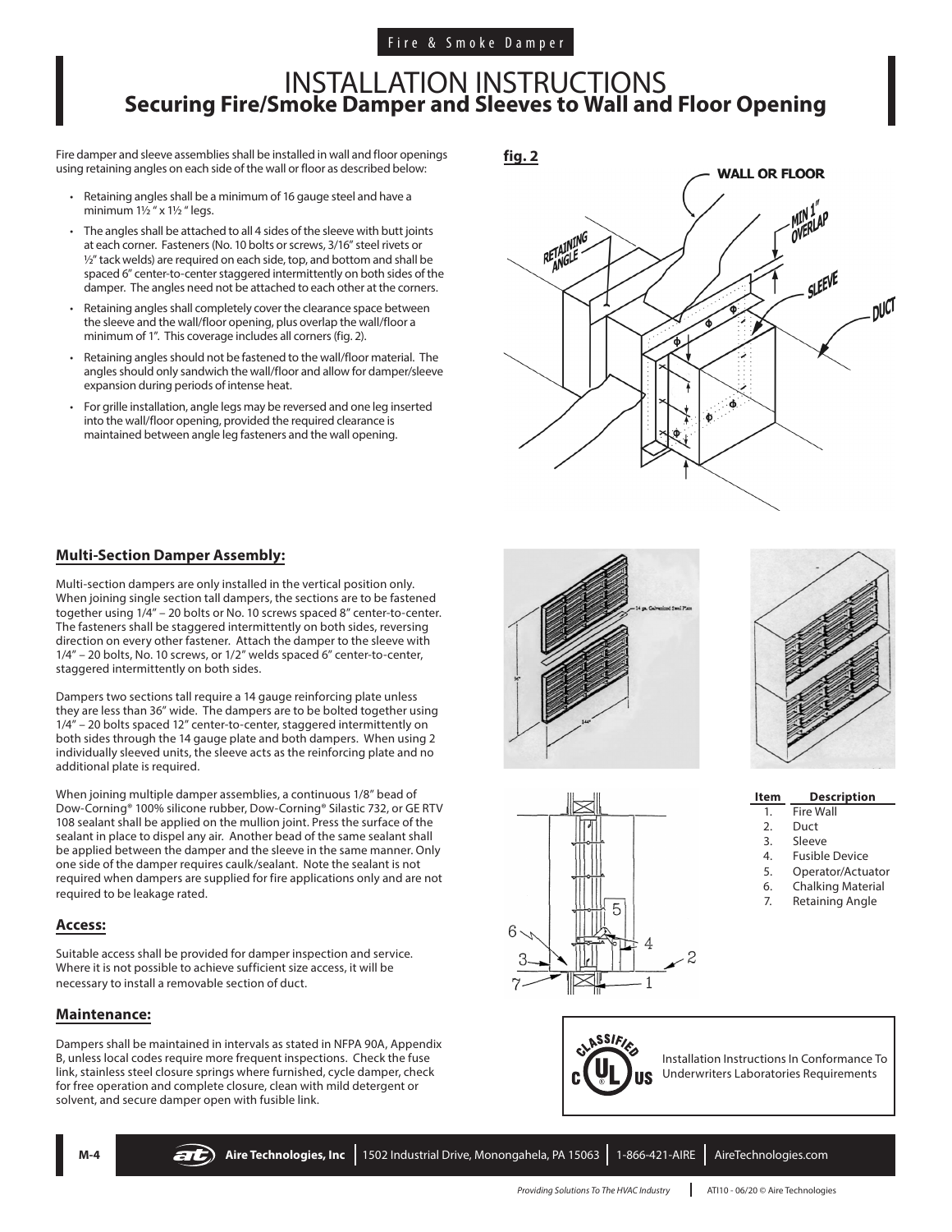Fire & Smoke Damper

# INSTALLATION INSTRUCTIONS
## Securing Fire/Smoke Damper and Sleeves to Wall and Floor Opening

Fire damper and sleeve assemblies shall be installed in wall and floor openings using retaining angles on each side of the wall or floor as described below:

- Retaining angles shall be a minimum of 16 gauge steel and have a minimum 1½ " x 1½ " legs.
- The angles shall be attached to all 4 sides of the sleeve with butt joints at each corner. Fasteners (No. 10 bolts or screws, 3/16" steel rivets or ½" tack welds) are required on each side, top, and bottom and shall be spaced 6" center-to-center staggered intermittently on both sides of the damper. The angles need not be attached to each other at the corners.
- Retaining angles shall completely cover the clearance space between the sleeve and the wall/floor opening, plus overlap the wall/floor a minimum of 1". This coverage includes all corners (fig. 2).
- Retaining angles should not be fastened to the wall/floor material. The angles should only sandwich the wall/floor and allow for damper/sleeve expansion during periods of intense heat.
- For grille installation, angle legs may be reversed and one leg inserted into the wall/floor opening, provided the required clearance is maintained between angle leg fasteners and the wall opening.

**fig. 2**

WALL OR FLOOR
RETAINING ANGLE
MIN 1" OVERLAP
SLEEVE
DUCT

### Multi-Section Damper Assembly:

Multi-section dampers are only installed in the vertical position only. When joining single section tall dampers, the sections are to be fastened together using 1/4" – 20 bolts or No. 10 screws spaced 8" center-to-center. The fasteners shall be staggered intermittently on both sides, reversing direction on every other fastener. Attach the damper to the sleeve with 1/4" – 20 bolts, No. 10 screws, or 1/2" welds spaced 6" center-to-center, staggered intermittently on both sides.

Dampers two sections tall require a 14 gauge reinforcing plate unless they are less than 36" wide. The dampers are to be bolted together using 1/4" – 20 bolts spaced 12" center-to-center, staggered intermittently on both sides through the 14 gauge plate and both dampers. When using 2 individually sleeved units, the sleeve acts as the reinforcing plate and no additional plate is required.

When joining multiple damper assemblies, a continuous 1/8" bead of Dow-Corning® 100% silicone rubber, Dow-Corning® Silastic 732, or GE RTV 108 sealant shall be applied on the mullion joint. Press the surface of the sealant in place to dispel any air. Another bead of the same sealant shall be applied between the damper and the sleeve in the same manner. Only one side of the damper requires caulk/sealant. Note the sealant is not required when dampers are supplied for fire applications only and are not required to be leakage rated.

| Item | Description |
|---|---|
| 1. | Fire Wall |
| 2. | Duct |
| 3. | Sleeve |
| 4. | Fusible Device |
| 5. | Operator/Actuator |
| 6. | Chalking Material |
| 7. | Retaining Angle |

### Access:

Suitable access shall be provided for damper inspection and service. Where it is not possible to achieve sufficient size access, it will be necessary to install a removable section of duct.

### Maintenance:

Dampers shall be maintained in intervals as stated in NFPA 90A, Appendix B, unless local codes require more frequent inspections. Check the fuse link, stainless steel closure springs where furnished, cycle damper, check for free operation and complete closure, clean with mild detergent or solvent, and secure damper open with fusible link.

Installation Instructions In Conformance To Underwriters Laboratories Requirements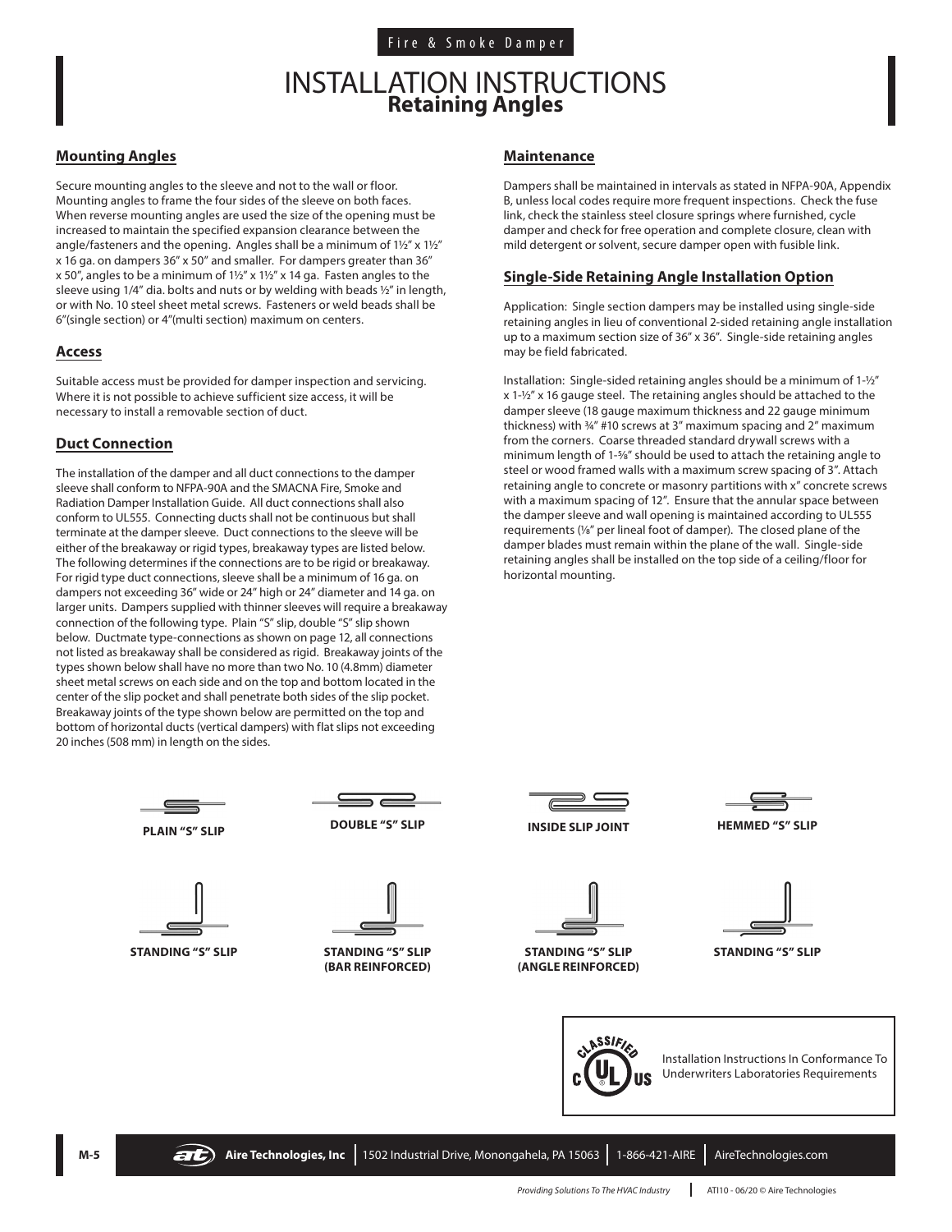Fire & Smoke Damper

# INSTALLATION INSTRUCTIONS
## Retaining Angles

### Mounting Angles

Secure mounting angles to the sleeve and not to the wall or floor. Mounting angles to frame the four sides of the sleeve on both faces. When reverse mounting angles are used the size of the opening must be increased to maintain the specified expansion clearance between the angle/fasteners and the opening. Angles shall be a minimum of 1½" x 1½" x 16 ga. on dampers 36" x 50" and smaller. For dampers greater than 36" x 50", angles to be a minimum of 1½" x 1½" x 14 ga. Fasten angles to the sleeve using 1/4" dia. bolts and nuts or by welding with beads ½" in length, or with No. 10 steel sheet metal screws. Fasteners or weld beads shall be 6"(single section) or 4"(multi section) maximum on centers.

### Access

Suitable access must be provided for damper inspection and servicing. Where it is not possible to achieve sufficient size access, it will be necessary to install a removable section of duct.

### Duct Connection

The installation of the damper and all duct connections to the damper sleeve shall conform to NFPA-90A and the SMACNA Fire, Smoke and Radiation Damper Installation Guide. All duct connections shall also conform to UL555. Connecting ducts shall not be continuous but shall terminate at the damper sleeve. Duct connections to the sleeve will be either of the breakaway or rigid types, breakaway types are listed below. The following determines if the connections are to be rigid or breakaway. For rigid type duct connections, sleeve shall be a minimum of 16 ga. on dampers not exceeding 36" wide or 24" high or 24" diameter and 14 ga. on larger units. Dampers supplied with thinner sleeves will require a breakaway connection of the following type. Plain "S" slip, double "S" slip shown below. Ductmate type-connections as shown on page 12, all connections not listed as breakaway shall be considered as rigid. Breakaway joints of the types shown below shall have no more than two No. 10 (4.8mm) diameter sheet metal screws on each side and on the top and bottom located in the center of the slip pocket and shall penetrate both sides of the slip pocket. Breakaway joints of the type shown below are permitted on the top and bottom of horizontal ducts (vertical dampers) with flat slips not exceeding 20 inches (508 mm) in length on the sides.

### Maintenance

Dampers shall be maintained in intervals as stated in NFPA-90A, Appendix B, unless local codes require more frequent inspections. Check the fuse link, check the stainless steel closure springs where furnished, cycle damper and check for free operation and complete closure, clean with mild detergent or solvent, secure damper open with fusible link.

### Single-Side Retaining Angle Installation Option

Application: Single section dampers may be installed using single-side retaining angles in lieu of conventional 2-sided retaining angle installation up to a maximum section size of 36" x 36". Single-side retaining angles may be field fabricated.

Installation: Single-sided retaining angles should be a minimum of 1-½" x 1-½" x 16 gauge steel. The retaining angles should be attached to the damper sleeve (18 gauge maximum thickness and 22 gauge minimum thickness) with ¾" #10 screws at 3" maximum spacing and 2" maximum from the corners. Coarse threaded standard drywall screws with a minimum length of 1-⅝" should be used to attach the retaining angle to steel or wood framed walls with a maximum screw spacing of 3". Attach retaining angle to concrete or masonry partitions with x" concrete screws with a maximum spacing of 12". Ensure that the annular space between the damper sleeve and wall opening is maintained according to UL555 requirements (⅛" per lineal foot of damper). The closed plane of the damper blades must remain within the plane of the wall. Single-side retaining angles shall be installed on the top side of a ceiling/floor for horizontal mounting.

PLAIN "S" SLIP

DOUBLE "S" SLIP

INSIDE SLIP JOINT

HEMMED "S" SLIP

STANDING "S" SLIP

STANDING "S" SLIP (BAR REINFORCED)

STANDING "S" SLIP (ANGLE REINFORCED)

STANDING "S" SLIP

Installation Instructions In Conformance To Underwriters Laboratories Requirements

Aire Technologies, Inc | 1502 Industrial Drive, Monongahela, PA 15063 | 1-866-421-AIRE | AireTechnologies.com

*Providing Solutions To The HVAC Industry* | ATI10 - 06/20 © Aire Technologies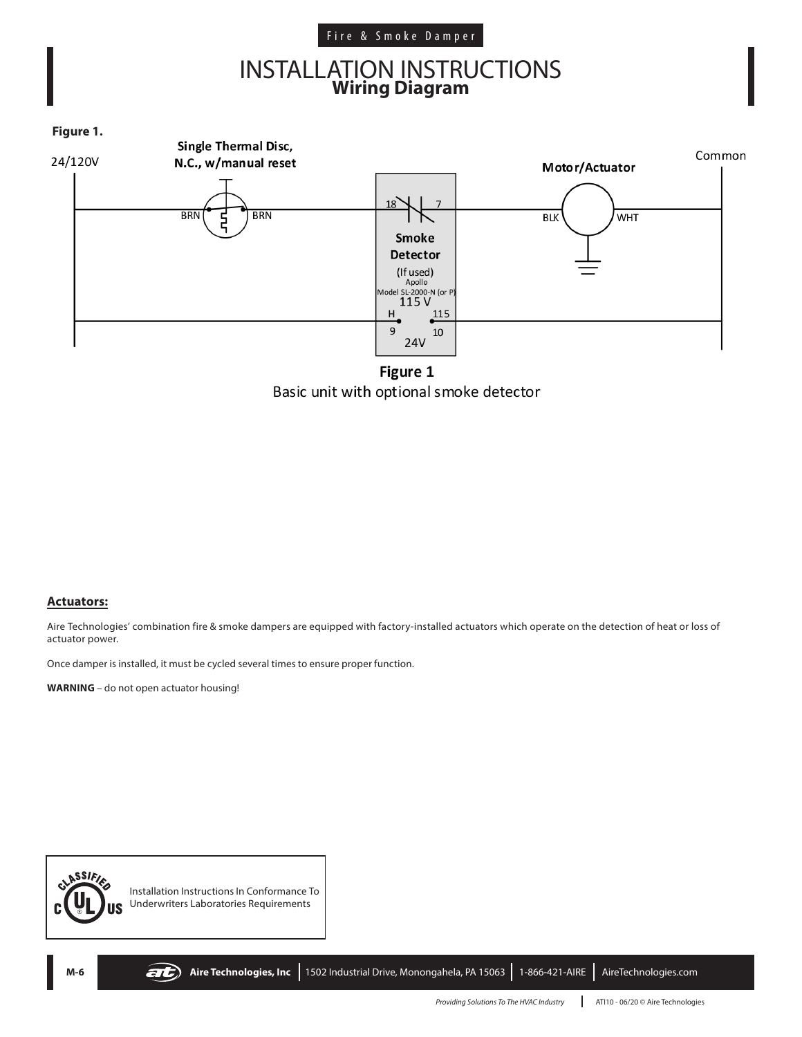Fire & Smoke Damper

# INSTALLATION INSTRUCTIONS
## Wiring Diagram

**Figure 1.**

24/120V

Single Thermal Disc,
N.C., w/manual reset

BRN BRN

18 7

Smoke Detector

(If used)
Apollo
Model SL-2000-N (or P)
115 V

H 115

9 10

24V

Motor/Actuator

BLK WHT

Common

**Figure 1**
Basic unit with optional smoke detector

**Actuators:**

Aire Technologies' combination fire & smoke dampers are equipped with factory-installed actuators which operate on the detection of heat or loss of actuator power.

Once damper is installed, it must be cycled several times to ensure proper function.

**WARNING** – do not open actuator housing!

CLASSIFIED C UL US

Installation Instructions In Conformance To Underwriters Laboratories Requirements

**Aire Technologies, Inc** | 1502 Industrial Drive, Monongahela, PA 15063 | 1-866-421-AIRE | AireTechnologies.com

*Providing Solutions To The HVAC Industry* | ATI10 - 06/20 © Aire Technologies